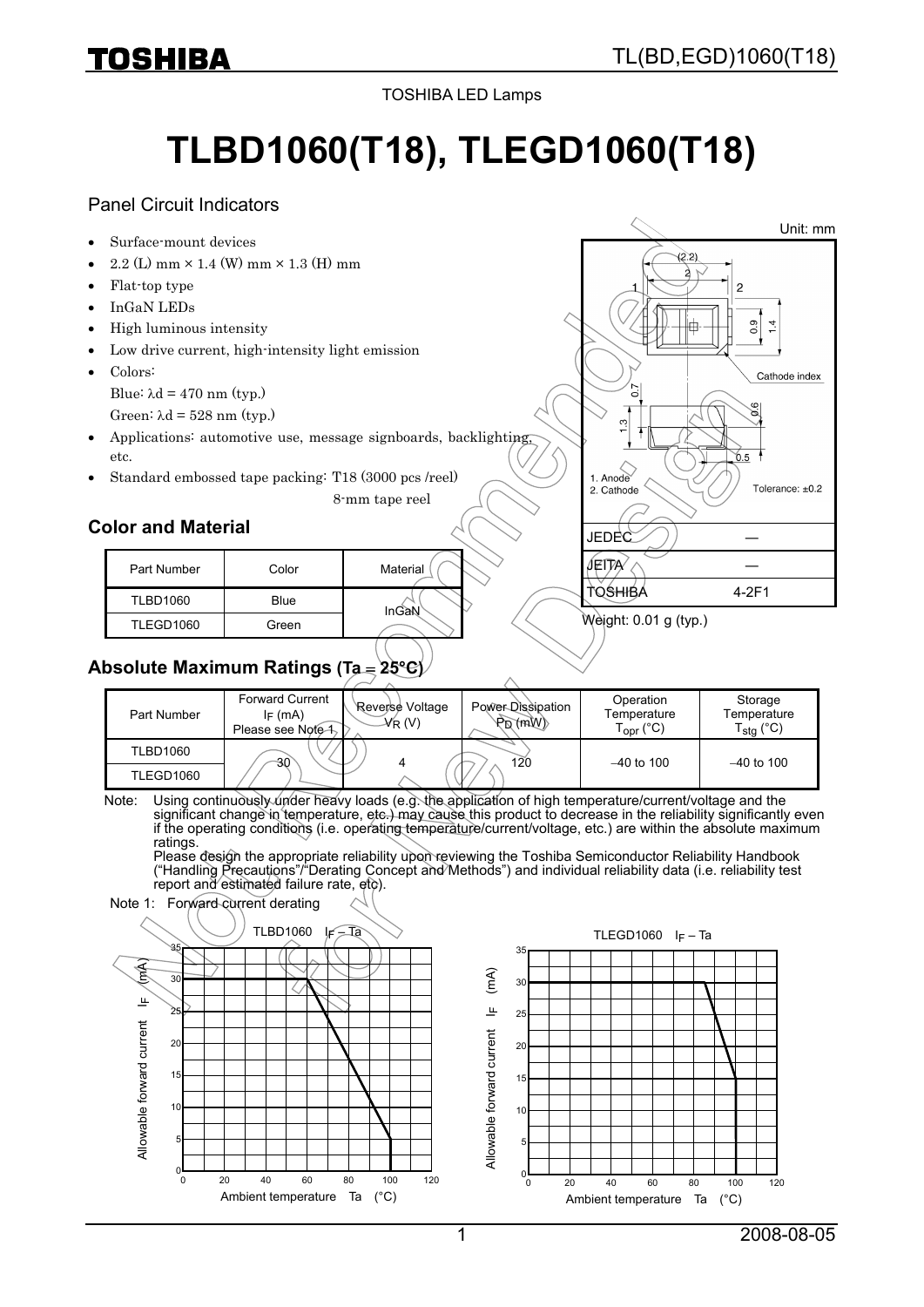TOSHIBA LED Lamps

# TLBD1060(T18), TLEGD1060(T18)

Panel Circuit Indicators

- Surface-mount devices
- 2.2 (L) mm × 1.4 (W) mm × 1.3 (H) mm
- Flat-top type
- InGaN LEDs
- High luminous intensity
- Low drive current, high-intensity light emission
- Colors:
  Blue: λd = 470 nm (typ.)
  Green: λd = 528 nm (typ.)
- Applications: automotive use, message signboards, backlighting, etc.
- Standard embossed tape packing: T18 (3000 pcs /reel)
  8-mm tape reel

Unit: mm

1. Anode
2. Cathode

Cathode index

Tolerance: ±0.2

| JEDEC | ― |
|---|---|
| JEITA | ― |
| TOSHIBA | 4-2F1 |

Weight: 0.01 g (typ.)

## Color and Material

| Part Number | Color | Material |
|---|---|---|
| TLBD1060 | Blue | InGaN |
| TLEGD1060 | Green | |

## Absolute Maximum Ratings (Ta = 25°C)

| Part Number | Forward Current $I_F$ (mA) Please see Note 1 | Reverse Voltage $V_R$ (V) | Power Dissipation $P_D$ (mW) | Operation Temperature $T_{opr}$ (°C) | Storage Temperature $T_{stg}$ (°C) |
|---|---|---|---|---|---|
| TLBD1060 | 30 | 4 | 120 | −40 to 100 | −40 to 100 |
| TLEGD1060 | | | | | |

Note: Using continuously under heavy loads (e.g. the application of high temperature/current/voltage and the significant change in temperature, etc.) may cause this product to decrease in the reliability significantly even if the operating conditions (i.e. operating temperature/current/voltage, etc.) are within the absolute maximum ratings.
Please design the appropriate reliability upon reviewing the Toshiba Semiconductor Reliability Handbook ("Handling Precautions"/"Derating Concept and Methods") and individual reliability data (i.e. reliability test report and estimated failure rate, etc).

Note 1: Forward current derating

TLBD1060 $I_F$ – Ta

TLEGD1060 $I_F$ – Ta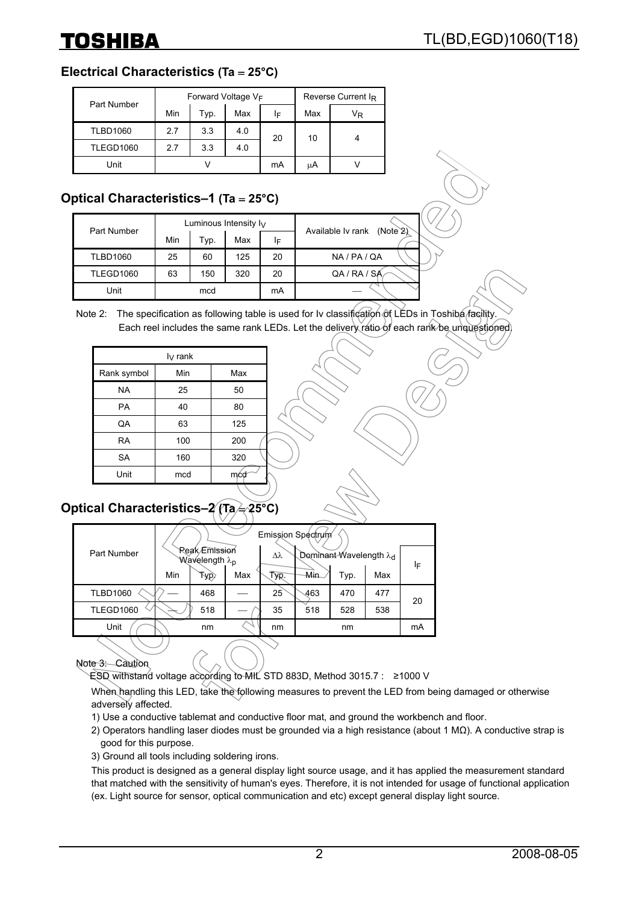## Electrical Characteristics (Ta = 25°C)

| Part Number | Forward Voltage $V_F$ | | | | Reverse Current $I_R$ | |
|---|---|---|---|---|---|---|
| | Min | Typ. | Max | $I_F$ | Max | $V_R$ |
| TLBD1060 | 2.7 | 3.3 | 4.0 | 20 | 10 | 4 |
| TLEGD1060 | 2.7 | 3.3 | 4.0 | | | |
| Unit | V | | | mA | μA | V |

## Optical Characteristics–1 (Ta = 25°C)

| Part Number | Luminous Intensity $I_V$ | | | | Available Iv rank (Note 2) |
|---|---|---|---|---|---|
| | Min | Typ. | Max | $I_F$ | |
| TLBD1060 | 25 | 60 | 125 | 20 | NA / PA / QA |
| TLEGD1060 | 63 | 150 | 320 | 20 | QA / RA / SA |
| Unit | mcd | | | mA | — |

Note 2: The specification as following table is used for Iv classification of LEDs in Toshiba facility.
Each reel includes the same rank LEDs. Let the delivery ratio of each rank be unquestioned.

| $I_V$ rank | | |
|---|---|---|
| Rank symbol | Min | Max |
| NA | 25 | 50 |
| PA | 40 | 80 |
| QA | 63 | 125 |
| RA | 100 | 200 |
| SA | 160 | 320 |
| Unit | mcd | mcd |

## Optical Characteristics–2 (Ta = 25°C)

| Part Number | Emission Spectrum | | | | | | | |
|---|---|---|---|---|---|---|---|---|
| | Peak Emission Wavelength $\lambda_p$ | | | $\Delta\lambda$ | Dominant Wavelength $\lambda_d$ | | | $I_F$ |
| | Min | Typ. | Max | Typ. | Min | Typ. | Max | |
| TLBD1060 | — | 468 | — | 25 | 463 | 470 | 477 | 20 |
| TLEGD1060 | — | 518 | — | 35 | 518 | 528 | 538 | |
| Unit | nm | | | nm | nm | | | mA |

Note 3: Caution

ESD withstand voltage according to MIL STD 883D, Method 3015.7 : ≥1000 V

When handling this LED, take the following measures to prevent the LED from being damaged or otherwise adversely affected.

1) Use a conductive tablemat and conductive floor mat, and ground the workbench and floor.
2) Operators handling laser diodes must be grounded via a high resistance (about 1 MΩ). A conductive strap is good for this purpose.
3) Ground all tools including soldering irons.

This product is designed as a general display light source usage, and it has applied the measurement standard that matched with the sensitivity of human's eyes. Therefore, it is not intended for usage of functional application (ex. Light source for sensor, optical communication and etc) except general display light source.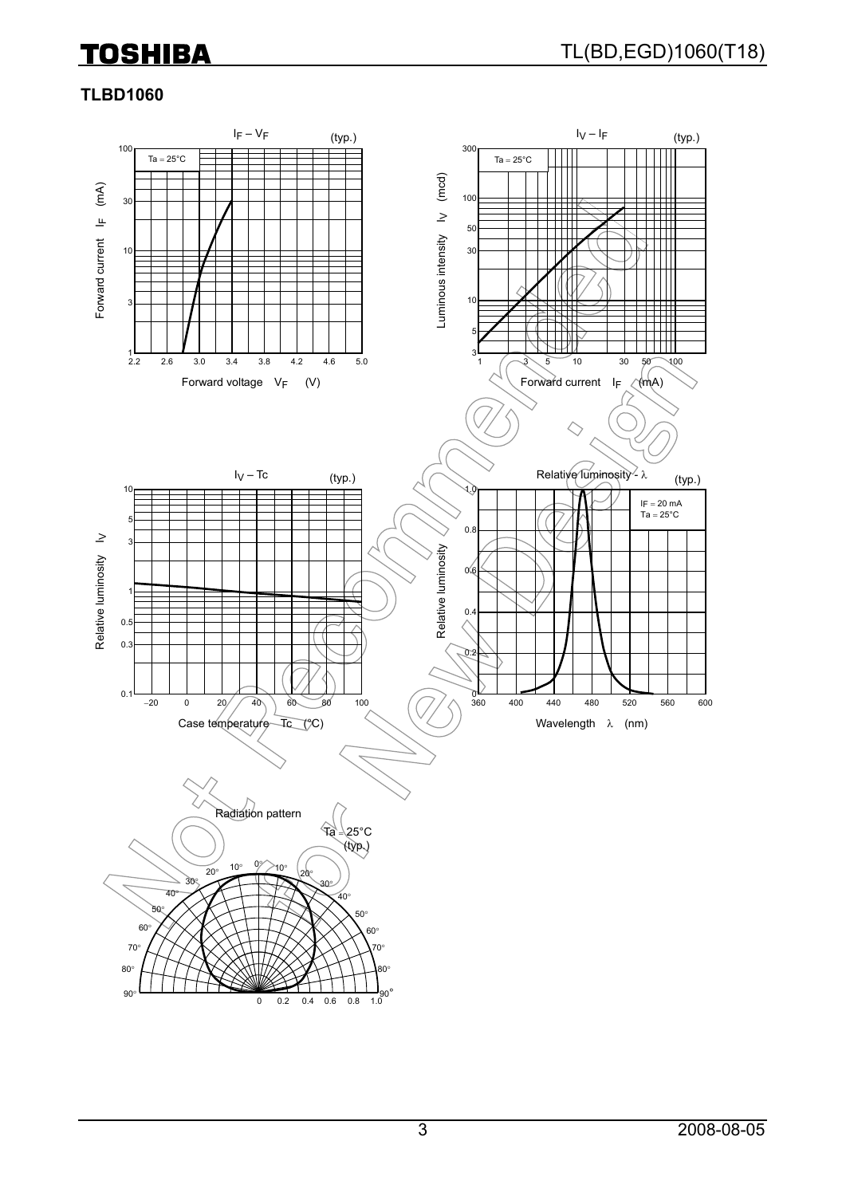## TLBD1060

$I_F – V_F$ (typ.)

Ta = 25°C

Forward current $I_F$ (mA)

Forward voltage $V_F$ (V)

$I_V – I_F$ (typ.)

Ta = 25°C

Luminous intensity $I_V$ (mcd)

Forward current $I_F$ (mA)

$I_V – Tc$ (typ.)

Relative luminosity $I_V$

Case temperature Tc (°C)

Relative luminosity - λ (typ.)

IF = 20 mA
Ta = 25°C

Relative luminosity

Wavelength λ (nm)

Radiation pattern

Ta = 25°C
(typ.)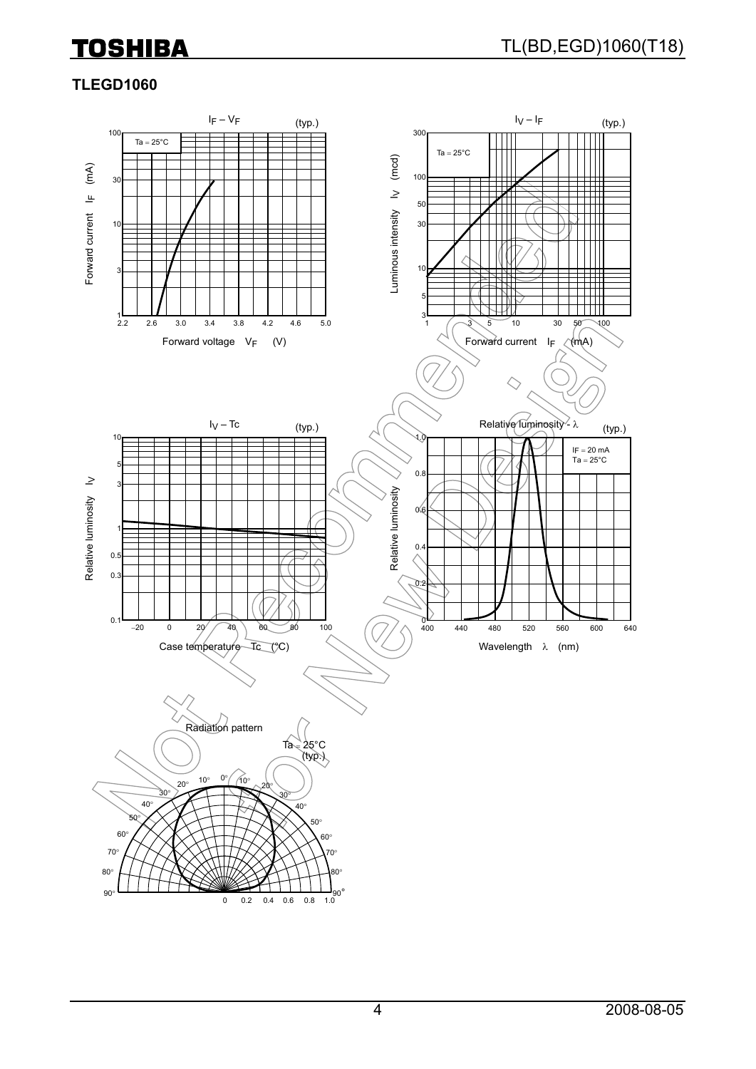## TLEGD1060

$I_F – V_F$ (typ.)

Ta = 25°C

Forward current $I_F$ (mA)

Forward voltage $V_F$ (V)

$I_V – I_F$ (typ.)

Ta = 25°C

Luminous intensity $I_V$ (mcd)

Forward current $I_F$ (mA)

$I_V – Tc$ (typ.)

Relative luminosity $I_V$

Case temperature Tc (°C)

Relative luminosity - $\lambda$ (typ.)

IF = 20 mA
Ta = 25°C

Relative luminosity

Wavelength $\lambda$ (nm)

Radiation pattern

Ta = 25°C
(typ.)

Not Recommended for New Design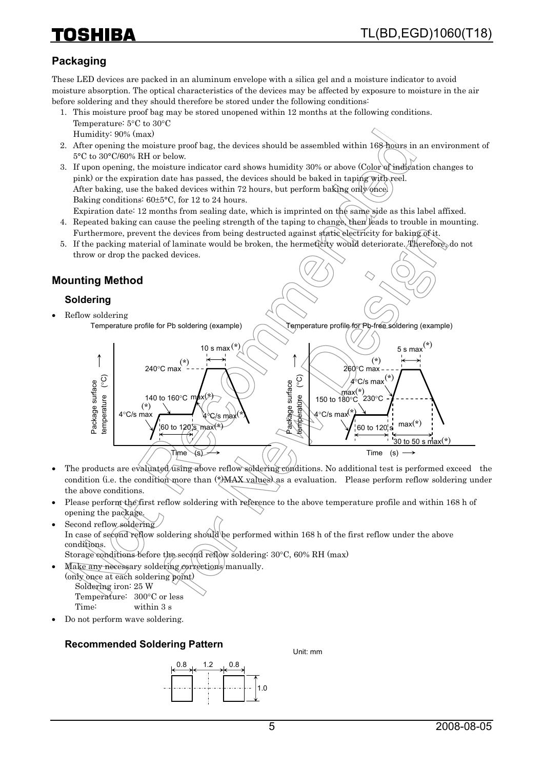## Packaging

These LED devices are packed in an aluminum envelope with a silica gel and a moisture indicator to avoid moisture absorption. The optical characteristics of the devices may be affected by exposure to moisture in the air before soldering and they should therefore be stored under the following conditions:

1. This moisture proof bag may be stored unopened within 12 months at the following conditions.
   Temperature: 5°C to 30°C
   Humidity: 90% (max)
2. After opening the moisture proof bag, the devices should be assembled within 168 hours in an environment of 5°C to 30°C/60% RH or below.
3. If upon opening, the moisture indicator card shows humidity 30% or above (Color of indication changes to pink) or the expiration date has passed, the devices should be baked in taping with reel.
   After baking, use the baked devices within 72 hours, but perform baking only once.
   Baking conditions: 60±5°C, for 12 to 24 hours.
   Expiration date: 12 months from sealing date, which is imprinted on the same side as this label affixed.
4. Repeated baking can cause the peeling strength of the taping to change, then leads to trouble in mounting. Furthermore, prevent the devices from being destructed against static electricity for baking of it.
5. If the packing material of laminate would be broken, the hermeticity would deteriorate. Therefore, do not throw or drop the packed devices.

## Mounting Method

### Soldering

- Reflow soldering

Temperature profile for Pb soldering (example)

Package surface temperature (°C) — Time (s)

240°C max (*), 10 s max (*), 140 to 160°C max (*), 4°C/s max (*), 60 to 120 s max (*), 4°C/s max (*)

Temperature profile for Pb-free soldering (example)

Package surface temperature (°C) — Time (s)

260°C max (*), 5 s max (*), 4°C/s max (*), 150 to 180°C max (*), 230°C, 4°C/s max (*), 60 to 120 s max (*), 30 to 50 s max (*)

- The products are evaluated using above reflow soldering conditions. No additional test is performed exceed the condition (i.e. the condition more than (*)MAX values) as a evaluation. Please perform reflow soldering under the above conditions.
- Please perform the first reflow soldering with reference to the above temperature profile and within 168 h of opening the package.
- Second reflow soldering
  In case of second reflow soldering should be performed within 168 h of the first reflow under the above conditions.
  Storage conditions before the second reflow soldering: 30°C, 60% RH (max)
- Make any necessary soldering corrections manually.
  (only once at each soldering point)
  Soldering iron: 25 W
  Temperature: 300°C or less
  Time: within 3 s
- Do not perform wave soldering.

### Recommended Soldering Pattern

Unit: mm

0.8 — 1.2 — 0.8 (width); 1.0 (height)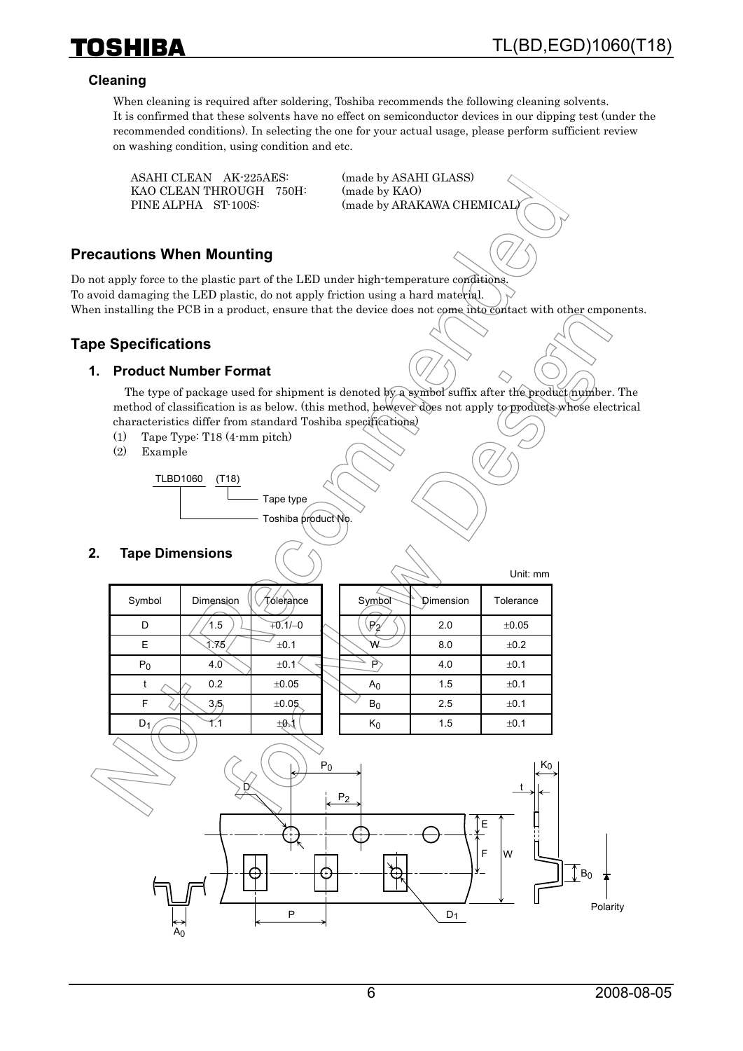### Cleaning

When cleaning is required after soldering, Toshiba recommends the following cleaning solvents.
It is confirmed that these solvents have no effect on semiconductor devices in our dipping test (under the recommended conditions). In selecting the one for your actual usage, please perform sufficient review on washing condition, using condition and etc.

| | |
|---|---|
| ASAHI CLEAN AK-225AES: | (made by ASAHI GLASS) |
| KAO CLEAN THROUGH 750H: | (made by KAO) |
| PINE ALPHA ST-100S: | (made by ARAKAWA CHEMICAL) |

## Precautions When Mounting

Do not apply force to the plastic part of the LED under high-temperature conditions.
To avoid damaging the LED plastic, do not apply friction using a hard material.
When installing the PCB in a product, ensure that the device does not come into contact with other cmponents.

## Tape Specifications

### 1. Product Number Format

The type of package used for shipment is denoted by a symbol suffix after the product number. The method of classification is as below. (this method, however does not apply to products whose electrical characteristics differ from standard Toshiba specifications)

(1) Tape Type: T18 (4-mm pitch)

(2) Example

TLBD1060 (T18)
- (T18): Tape type
- TLBD1060: Toshiba product No.

### 2. Tape Dimensions

Unit: mm

| Symbol | Dimension | Tolerance |
|---|---|---|
| D | 1.5 | +0.1/−0 |
| E | 1.75 | ±0.1 |
| $P_0$ | 4.0 | ±0.1 |
| t | 0.2 | ±0.05 |
| F | 3.5 | ±0.05 |
| $D_1$ | 1.1 | ±0.1 |

| Symbol | Dimension | Tolerance |
|---|---|---|
| $P_2$ | 2.0 | ±0.05 |
| W | 8.0 | ±0.2 |
| P | 4.0 | ±0.1 |
| $A_0$ | 1.5 | ±0.1 |
| $B_0$ | 2.5 | ±0.1 |
| $K_0$ | 1.5 | ±0.1 |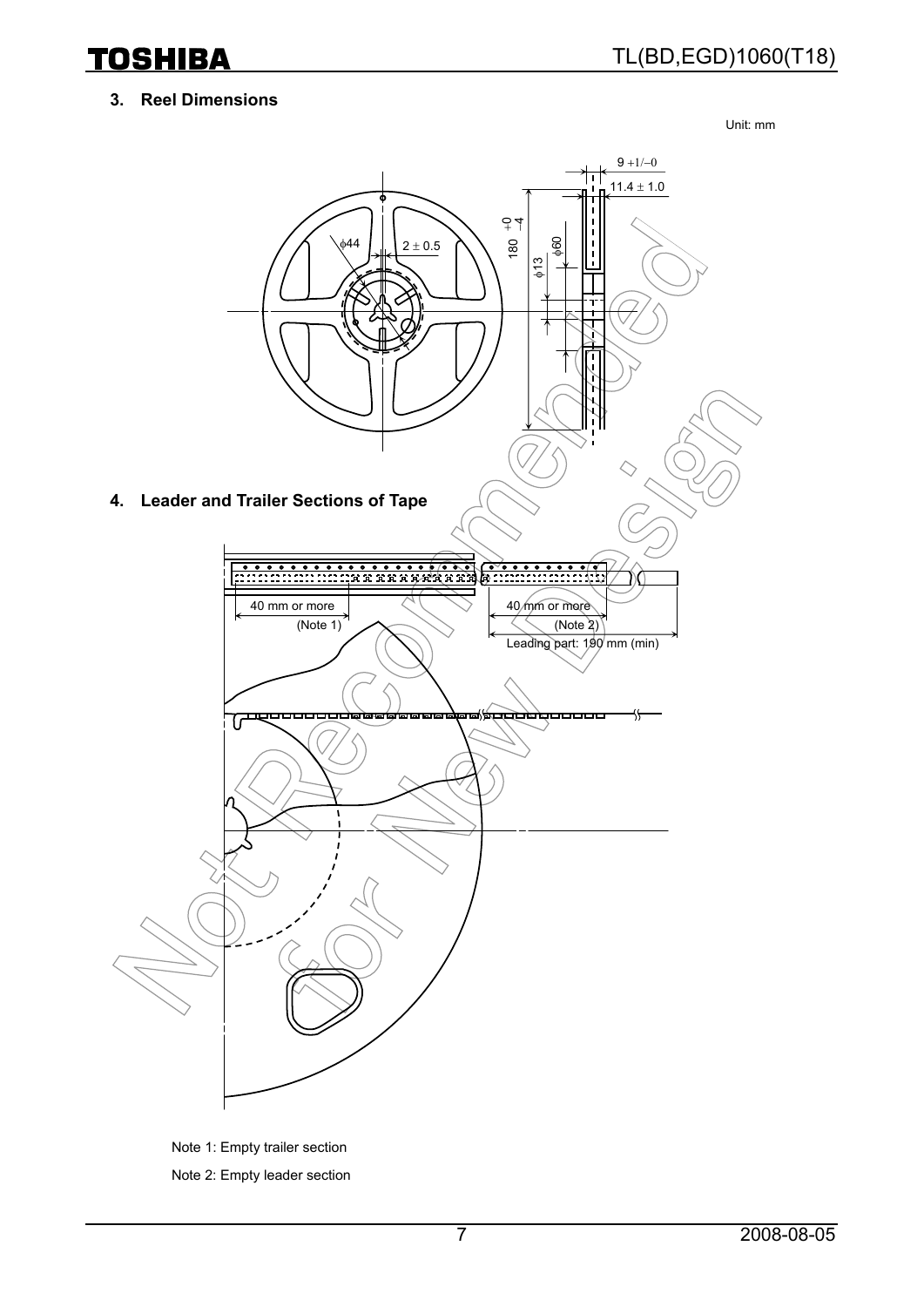## 3. Reel Dimensions

Unit: mm

9 +1/−0

11.4 ± 1.0

φ44

2 ± 0.5

180 +0/−4

φ13

φ60

## 4. Leader and Trailer Sections of Tape

40 mm or more (Note 1)

40 mm or more (Note 2)

Leading part: 190 mm (min)

Note 1: Empty trailer section

Note 2: Empty leader section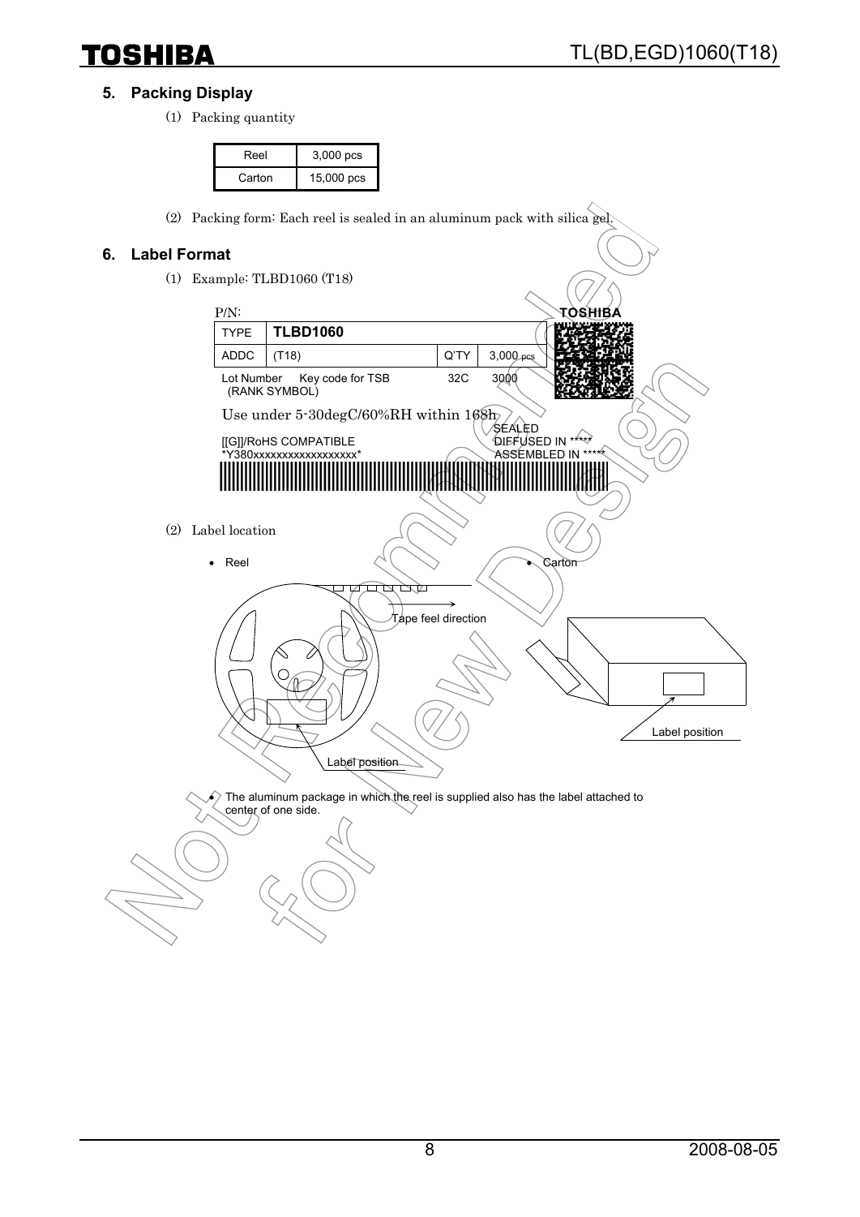## 5. Packing Display

(1) Packing quantity

| Reel | 3,000 pcs |
| --- | --- |
| Carton | 15,000 pcs |

(2) Packing form: Each reel is sealed in an aluminum pack with silica gel.

## 6. Label Format

(1) Example: TLBD1060 (T18)

P/N: TOSHIBA

| TYPE | TLBD1060 | | |
| --- | --- | --- | --- |
| ADDC | (T18) | Q'TY | 3,000 pcs |

Lot Number Key code for TSB 32C 3000
(RANK SYMBOL)

Use under 5-30degC/60%RH within 168h

[[G]]/RoHS COMPATIBLE
*Y380xxxxxxxxxxxxxxxxxx*

SEALED
DIFFUSED IN *****
ASSEMBLED IN *****

(2) Label location

- Reel
- Carton

Tape feel direction

Label position

Label position

- The aluminum package in which the reel is supplied also has the label attached to center of one side.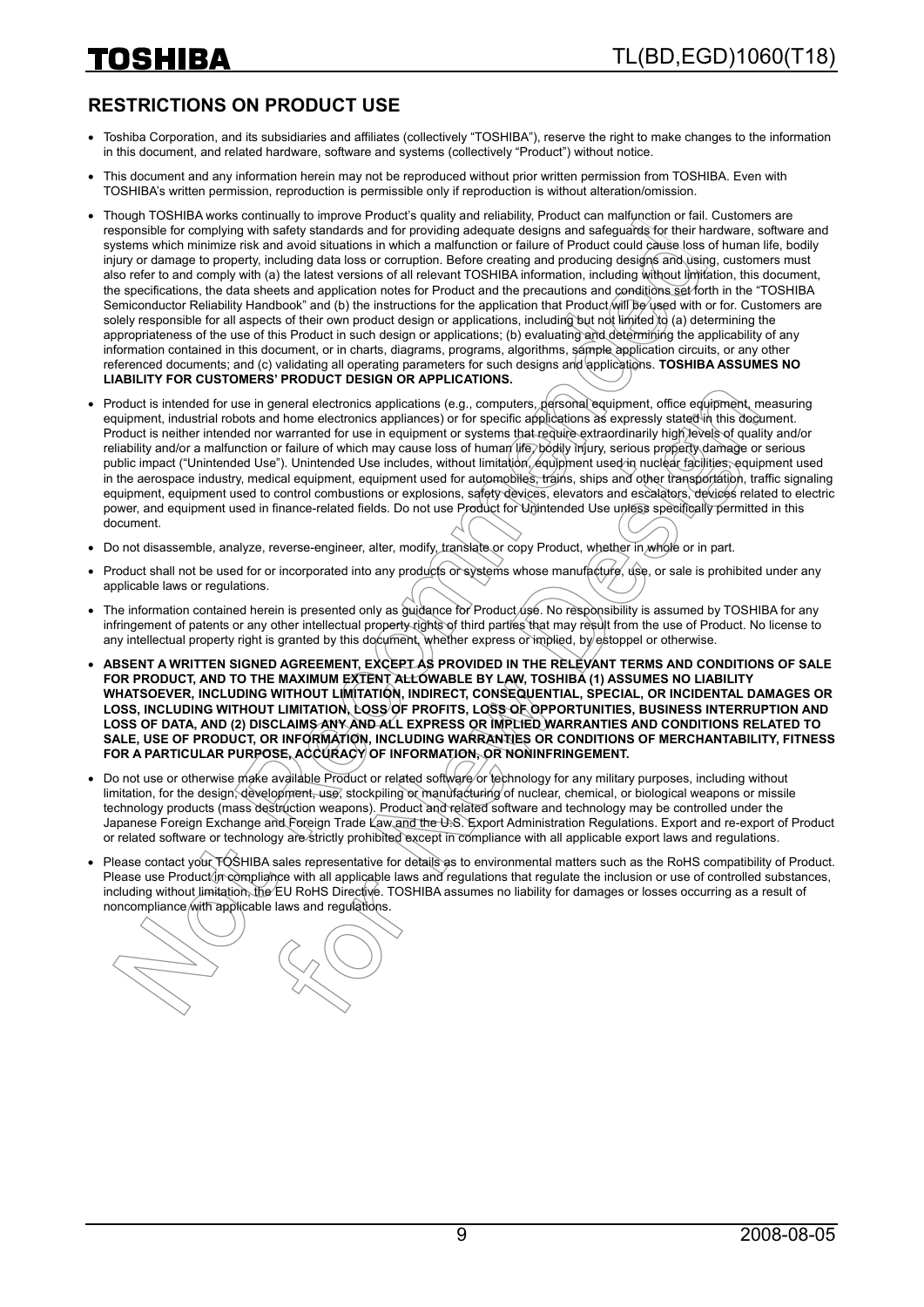## RESTRICTIONS ON PRODUCT USE

- Toshiba Corporation, and its subsidiaries and affiliates (collectively "TOSHIBA"), reserve the right to make changes to the information in this document, and related hardware, software and systems (collectively "Product") without notice.
- This document and any information herein may not be reproduced without prior written permission from TOSHIBA. Even with TOSHIBA's written permission, reproduction is permissible only if reproduction is without alteration/omission.
- Though TOSHIBA works continually to improve Product's quality and reliability, Product can malfunction or fail. Customers are responsible for complying with safety standards and for providing adequate designs and safeguards for their hardware, software and systems which minimize risk and avoid situations in which a malfunction or failure of Product could cause loss of human life, bodily injury or damage to property, including data loss or corruption. Before creating and producing designs and using, customers must also refer to and comply with (a) the latest versions of all relevant TOSHIBA information, including without limitation, this document, the specifications, the data sheets and application notes for Product and the precautions and conditions set forth in the "TOSHIBA Semiconductor Reliability Handbook" and (b) the instructions for the application that Product will be used with or for. Customers are solely responsible for all aspects of their own product design or applications, including but not limited to (a) determining the appropriateness of the use of this Product in such design or applications; (b) evaluating and determining the applicability of any information contained in this document, or in charts, diagrams, programs, algorithms, sample application circuits, or any other referenced documents; and (c) validating all operating parameters for such designs and applications. **TOSHIBA ASSUMES NO LIABILITY FOR CUSTOMERS' PRODUCT DESIGN OR APPLICATIONS.**
- Product is intended for use in general electronics applications (e.g., computers, personal equipment, office equipment, measuring equipment, industrial robots and home electronics appliances) or for specific applications as expressly stated in this document. Product is neither intended nor warranted for use in equipment or systems that require extraordinarily high levels of quality and/or reliability and/or a malfunction or failure of which may cause loss of human life, bodily injury, serious property damage or serious public impact ("Unintended Use"). Unintended Use includes, without limitation, equipment used in nuclear facilities, equipment used in the aerospace industry, medical equipment, equipment used for automobiles, trains, ships and other transportation, traffic signaling equipment, equipment used to control combustions or explosions, safety devices, elevators and escalators, devices related to electric power, and equipment used in finance-related fields. Do not use Product for Unintended Use unless specifically permitted in this document.
- Do not disassemble, analyze, reverse-engineer, alter, modify, translate or copy Product, whether in whole or in part.
- Product shall not be used for or incorporated into any products or systems whose manufacture, use, or sale is prohibited under any applicable laws or regulations.
- The information contained herein is presented only as guidance for Product use. No responsibility is assumed by TOSHIBA for any infringement of patents or any other intellectual property rights of third parties that may result from the use of Product. No license to any intellectual property right is granted by this document, whether express or implied, by estoppel or otherwise.
- **ABSENT A WRITTEN SIGNED AGREEMENT, EXCEPT AS PROVIDED IN THE RELEVANT TERMS AND CONDITIONS OF SALE FOR PRODUCT, AND TO THE MAXIMUM EXTENT ALLOWABLE BY LAW, TOSHIBA (1) ASSUMES NO LIABILITY WHATSOEVER, INCLUDING WITHOUT LIMITATION, INDIRECT, CONSEQUENTIAL, SPECIAL, OR INCIDENTAL DAMAGES OR LOSS, INCLUDING WITHOUT LIMITATION, LOSS OF PROFITS, LOSS OF OPPORTUNITIES, BUSINESS INTERRUPTION AND LOSS OF DATA, AND (2) DISCLAIMS ANY AND ALL EXPRESS OR IMPLIED WARRANTIES AND CONDITIONS RELATED TO SALE, USE OF PRODUCT, OR INFORMATION, INCLUDING WARRANTIES OR CONDITIONS OF MERCHANTABILITY, FITNESS FOR A PARTICULAR PURPOSE, ACCURACY OF INFORMATION, OR NONINFRINGEMENT.**
- Do not use or otherwise make available Product or related software or technology for any military purposes, including without limitation, for the design, development, use, stockpiling or manufacturing of nuclear, chemical, or biological weapons or missile technology products (mass destruction weapons). Product and related software and technology may be controlled under the Japanese Foreign Exchange and Foreign Trade Law and the U.S. Export Administration Regulations. Export and re-export of Product or related software or technology are strictly prohibited except in compliance with all applicable export laws and regulations.
- Please contact your TOSHIBA sales representative for details as to environmental matters such as the RoHS compatibility of Product. Please use Product in compliance with all applicable laws and regulations that regulate the inclusion or use of controlled substances, including without limitation, the EU RoHS Directive. TOSHIBA assumes no liability for damages or losses occurring as a result of noncompliance with applicable laws and regulations.